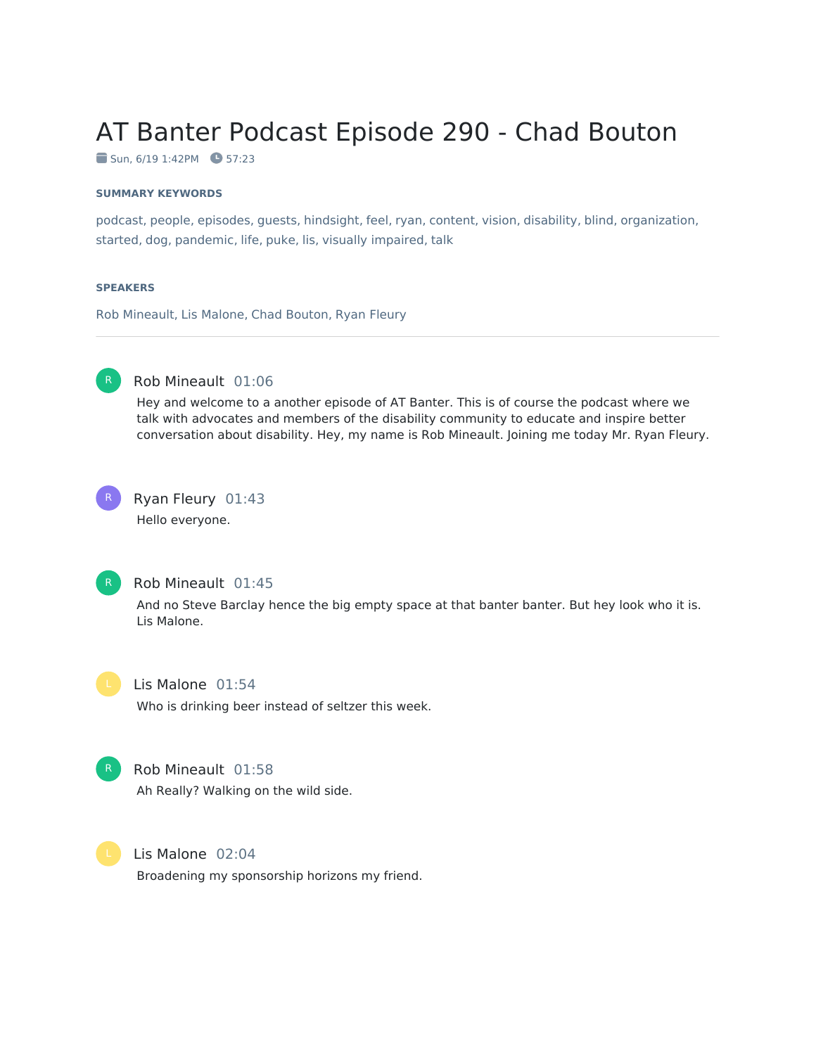# AT Banter Podcast Episode 290 - Chad Bouton

Sun, 6/19 1:42PM 57:23

**SUMMARY KEYWORDS**

podcast, people, episodes, guests, hindsight, feel, ryan, content, vision, disability, blind, organization, started, dog, pandemic, life, puke, lis, visually impaired, talk

**SPEAKERS**

Rob Mineault, Lis Malone, Chad Bouton, Ryan Fleury

---

**Rob Mineault** 01:06

Hey and welcome to a another episode of AT Banter. This is of course the podcast where we talk with advocates and members of the disability community to educate and inspire better conversation about disability. Hey, my name is Rob Mineault. Joining me today Mr. Ryan Fleury.

**Ryan Fleury** 01:43

Hello everyone.

**Rob Mineault** 01:45

And no Steve Barclay hence the big empty space at that banter banter. But hey look who it is. Lis Malone.

**Lis Malone** 01:54

Who is drinking beer instead of seltzer this week.

**Rob Mineault** 01:58

Ah Really? Walking on the wild side.

**Lis Malone** 02:04

Broadening my sponsorship horizons my friend.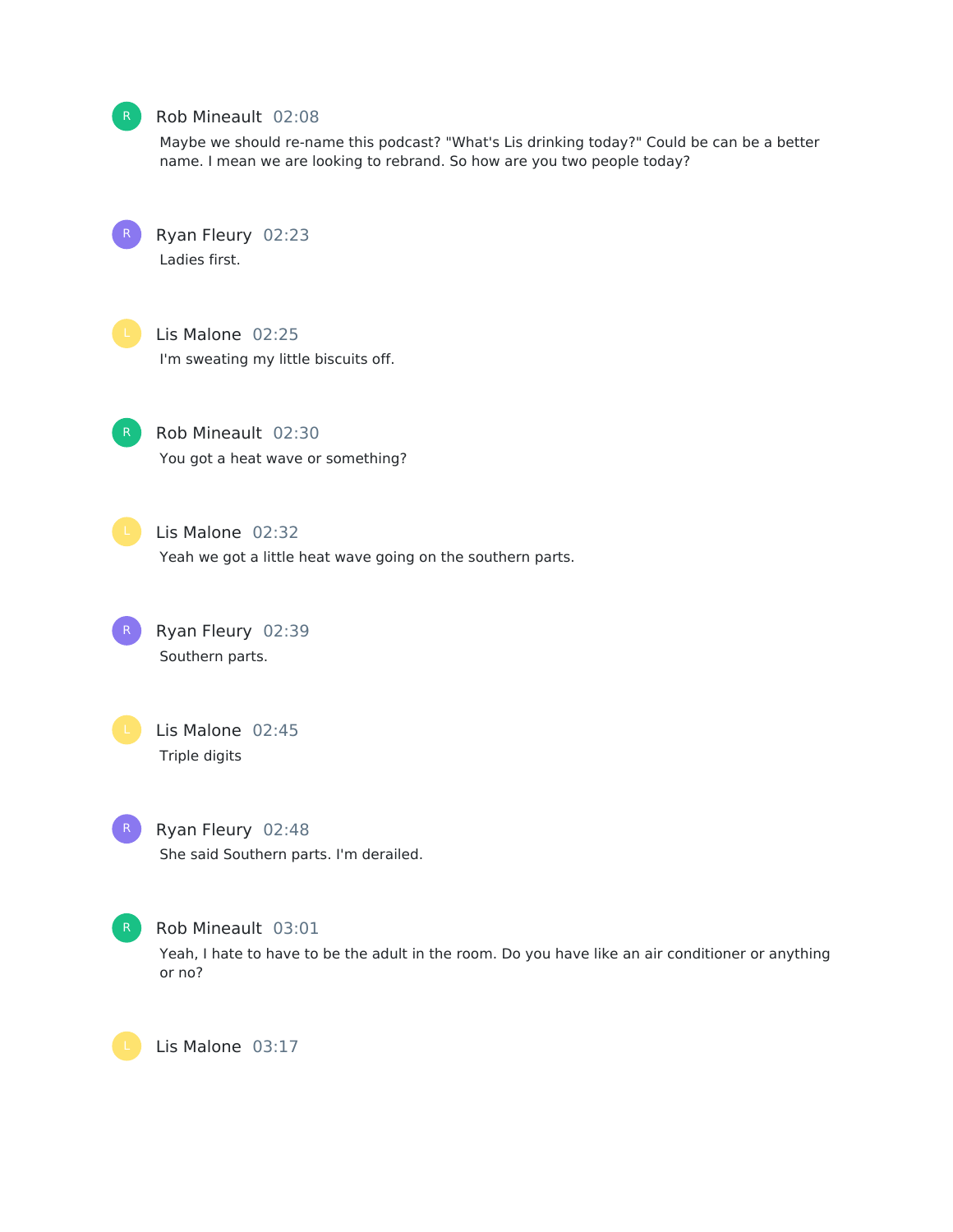**Rob Mineault** 02:08

Maybe we should re-name this podcast? "What's Lis drinking today?" Could be can be a better name. I mean we are looking to rebrand. So how are you two people today?

**Ryan Fleury** 02:23

Ladies first.

**Lis Malone** 02:25

I'm sweating my little biscuits off.

**Rob Mineault** 02:30

You got a heat wave or something?

**Lis Malone** 02:32

Yeah we got a little heat wave going on the southern parts.

**Ryan Fleury** 02:39

Southern parts.

**Lis Malone** 02:45

Triple digits

**Ryan Fleury** 02:48

She said Southern parts. I'm derailed.

**Rob Mineault** 03:01

Yeah, I hate to have to be the adult in the room. Do you have like an air conditioner or anything or no?

**Lis Malone** 03:17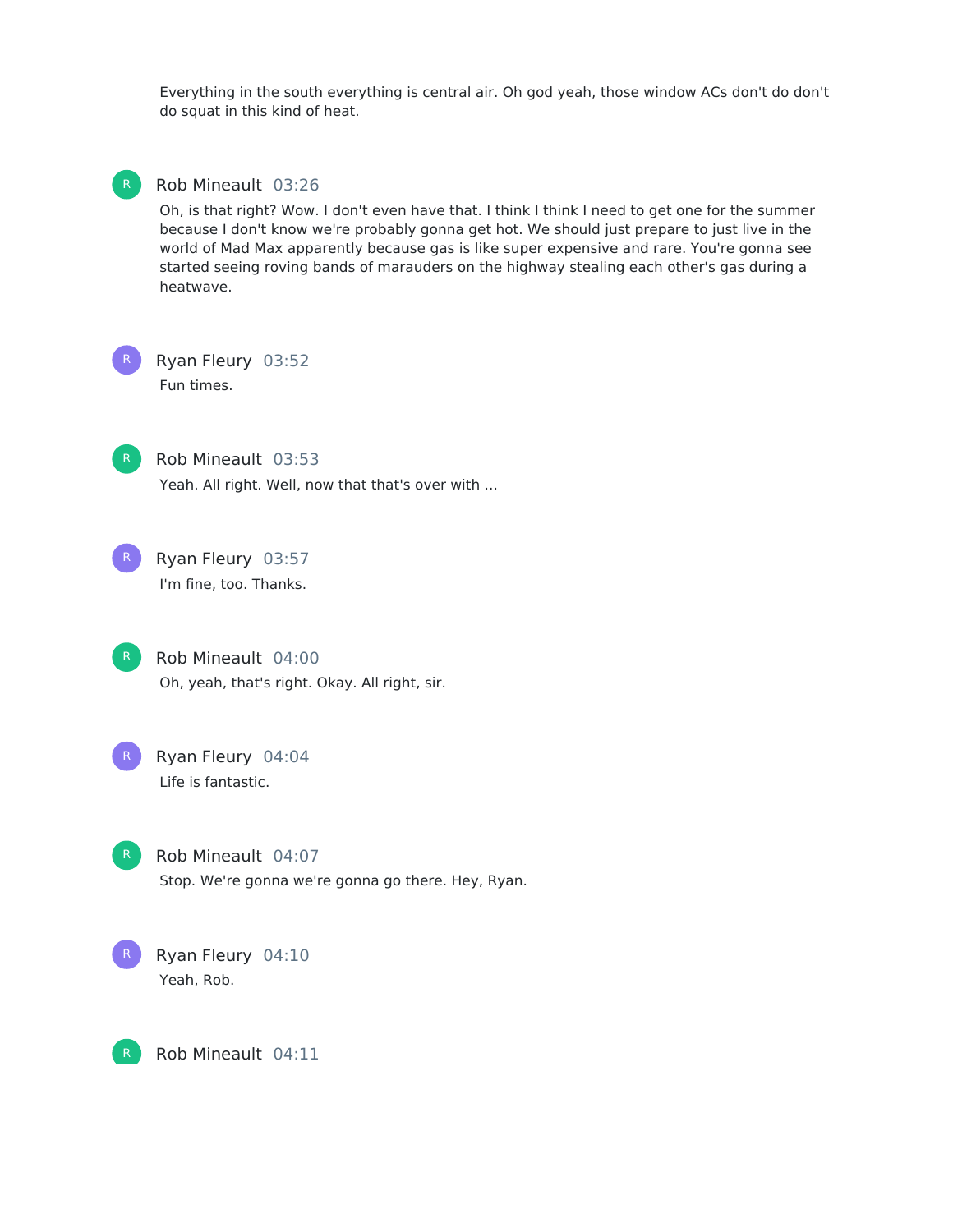Everything in the south everything is central air. Oh god yeah, those window ACs don't do don't do squat in this kind of heat.

**Rob Mineault** 03:26

Oh, is that right? Wow. I don't even have that. I think I think I need to get one for the summer because I don't know we're probably gonna get hot. We should just prepare to just live in the world of Mad Max apparently because gas is like super expensive and rare. You're gonna see started seeing roving bands of marauders on the highway stealing each other's gas during a heatwave.

**Ryan Fleury** 03:52

Fun times.

**Rob Mineault** 03:53

Yeah. All right. Well, now that that's over with ...

**Ryan Fleury** 03:57

I'm fine, too. Thanks.

**Rob Mineault** 04:00

Oh, yeah, that's right. Okay. All right, sir.

**Ryan Fleury** 04:04

Life is fantastic.

**Rob Mineault** 04:07

Stop. We're gonna we're gonna go there. Hey, Ryan.

**Ryan Fleury** 04:10

Yeah, Rob.

**Rob Mineault** 04:11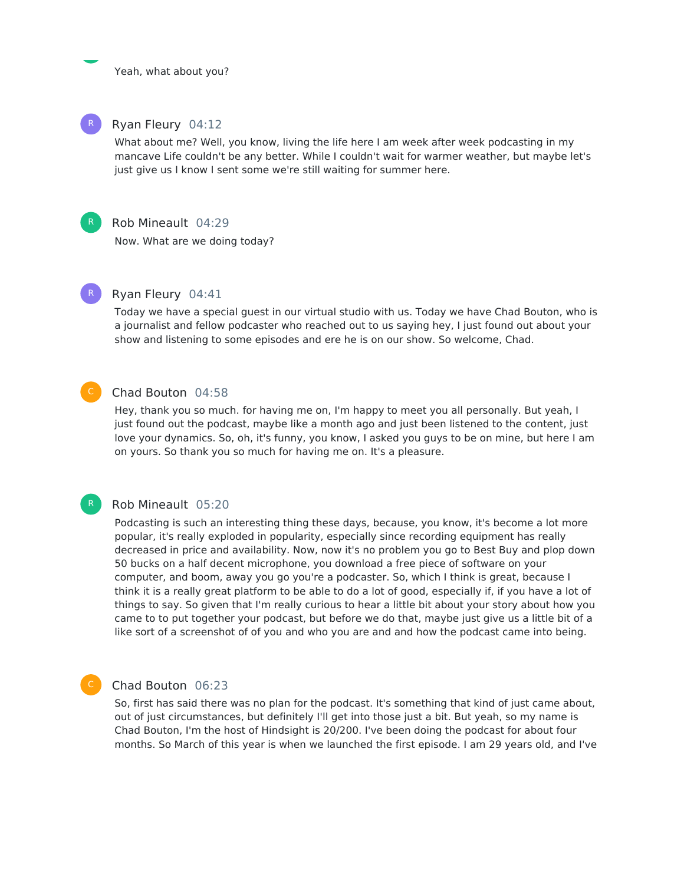Yeah, what about you?

**Ryan Fleury** 04:12

What about me? Well, you know, living the life here I am week after week podcasting in my mancave Life couldn't be any better. While I couldn't wait for warmer weather, but maybe let's just give us I know I sent some we're still waiting for summer here.

**Rob Mineault** 04:29

Now. What are we doing today?

**Ryan Fleury** 04:41

Today we have a special guest in our virtual studio with us. Today we have Chad Bouton, who is a journalist and fellow podcaster who reached out to us saying hey, I just found out about your show and listening to some episodes and ere he is on our show. So welcome, Chad.

**Chad Bouton** 04:58

Hey, thank you so much. for having me on, I'm happy to meet you all personally. But yeah, I just found out the podcast, maybe like a month ago and just been listened to the content, just love your dynamics. So, oh, it's funny, you know, I asked you guys to be on mine, but here I am on yours. So thank you so much for having me on. It's a pleasure.

**Rob Mineault** 05:20

Podcasting is such an interesting thing these days, because, you know, it's become a lot more popular, it's really exploded in popularity, especially since recording equipment has really decreased in price and availability. Now, now it's no problem you go to Best Buy and plop down 50 bucks on a half decent microphone, you download a free piece of software on your computer, and boom, away you go you're a podcaster. So, which I think is great, because I think it is a really great platform to be able to do a lot of good, especially if, if you have a lot of things to say. So given that I'm really curious to hear a little bit about your story about how you came to to put together your podcast, but before we do that, maybe just give us a little bit of a like sort of a screenshot of of you and who you are and and how the podcast came into being.

**Chad Bouton** 06:23

So, first has said there was no plan for the podcast. It's something that kind of just came about, out of just circumstances, but definitely I'll get into those just a bit. But yeah, so my name is Chad Bouton, I'm the host of Hindsight is 20/200. I've been doing the podcast for about four months. So March of this year is when we launched the first episode. I am 29 years old, and I've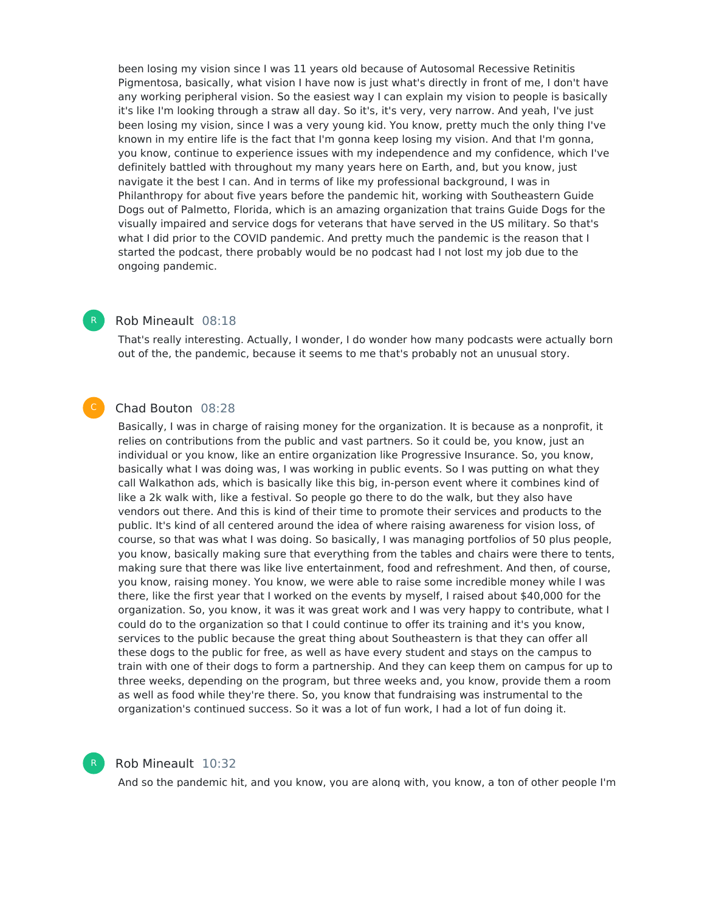been losing my vision since I was 11 years old because of Autosomal Recessive Retinitis Pigmentosa, basically, what vision I have now is just what's directly in front of me, I don't have any working peripheral vision. So the easiest way I can explain my vision to people is basically it's like I'm looking through a straw all day. So it's, it's very, very narrow. And yeah, I've just been losing my vision, since I was a very young kid. You know, pretty much the only thing I've known in my entire life is the fact that I'm gonna keep losing my vision. And that I'm gonna, you know, continue to experience issues with my independence and my confidence, which I've definitely battled with throughout my many years here on Earth, and, but you know, just navigate it the best I can. And in terms of like my professional background, I was in Philanthropy for about five years before the pandemic hit, working with Southeastern Guide Dogs out of Palmetto, Florida, which is an amazing organization that trains Guide Dogs for the visually impaired and service dogs for veterans that have served in the US military. So that's what I did prior to the COVID pandemic. And pretty much the pandemic is the reason that I started the podcast, there probably would be no podcast had I not lost my job due to the ongoing pandemic.

**Rob Mineault** 08:18

That's really interesting. Actually, I wonder, I do wonder how many podcasts were actually born out of the, the pandemic, because it seems to me that's probably not an unusual story.

**Chad Bouton** 08:28

Basically, I was in charge of raising money for the organization. It is because as a nonprofit, it relies on contributions from the public and vast partners. So it could be, you know, just an individual or you know, like an entire organization like Progressive Insurance. So, you know, basically what I was doing was, I was working in public events. So I was putting on what they call Walkathon ads, which is basically like this big, in-person event where it combines kind of like a 2k walk with, like a festival. So people go there to do the walk, but they also have vendors out there. And this is kind of their time to promote their services and products to the public. It's kind of all centered around the idea of where raising awareness for vision loss, of course, so that was what I was doing. So basically, I was managing portfolios of 50 plus people, you know, basically making sure that everything from the tables and chairs were there to tents, making sure that there was like live entertainment, food and refreshment. And then, of course, you know, raising money. You know, we were able to raise some incredible money while I was there, like the first year that I worked on the events by myself, I raised about $40,000 for the organization. So, you know, it was it was great work and I was very happy to contribute, what I could do to the organization so that I could continue to offer its training and it's you know, services to the public because the great thing about Southeastern is that they can offer all these dogs to the public for free, as well as have every student and stays on the campus to train with one of their dogs to form a partnership. And they can keep them on campus for up to three weeks, depending on the program, but three weeks and, you know, provide them a room as well as food while they're there. So, you know that fundraising was instrumental to the organization's continued success. So it was a lot of fun work, I had a lot of fun doing it.

**Rob Mineault** 10:32

And so the pandemic hit, and you know, you are along with, you know, a ton of other people I'm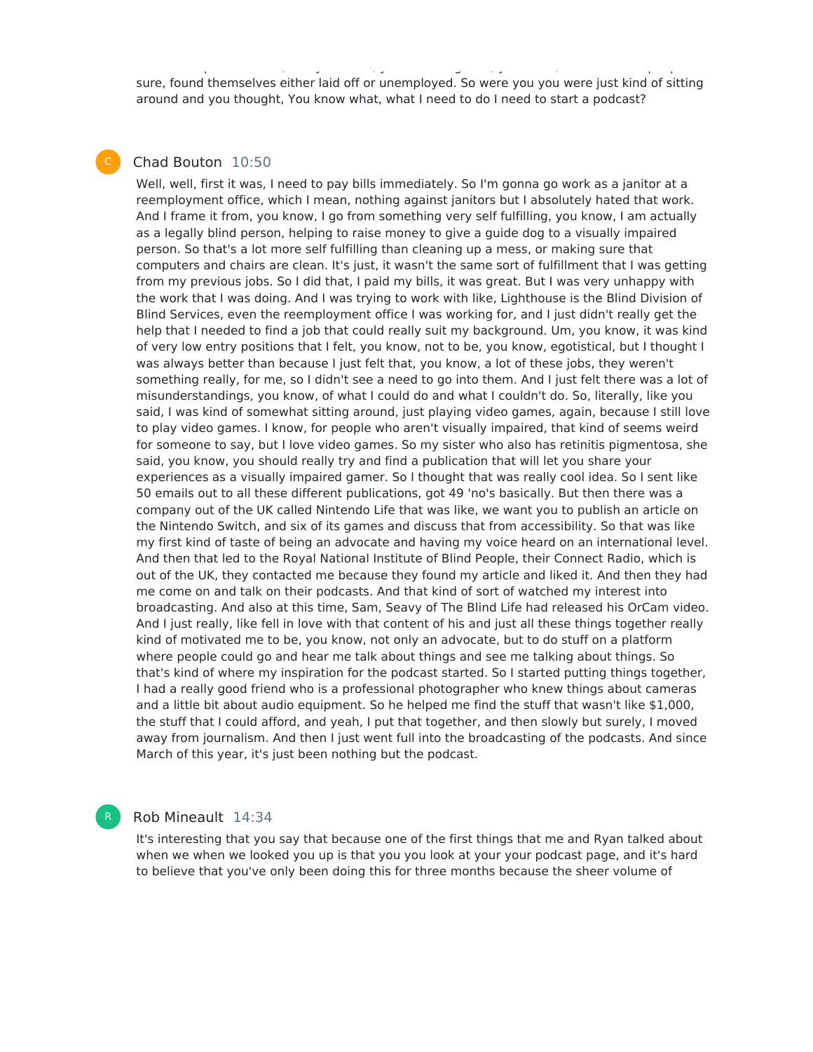sure, found themselves either laid off or unemployed. So were you you were just kind of sitting around and you thought, You know what, what I need to do I need to start a podcast?

**Chad Bouton** 10:50

Well, well, first it was, I need to pay bills immediately. So I'm gonna go work as a janitor at a reemployment office, which I mean, nothing against janitors but I absolutely hated that work. And I frame it from, you know, I go from something very self fulfilling, you know, I am actually as a legally blind person, helping to raise money to give a guide dog to a visually impaired person. So that's a lot more self fulfilling than cleaning up a mess, or making sure that computers and chairs are clean. It's just, it wasn't the same sort of fulfillment that I was getting from my previous jobs. So I did that, I paid my bills, it was great. But I was very unhappy with the work that I was doing. And I was trying to work with like, Lighthouse is the Blind Division of Blind Services, even the reemployment office I was working for, and I just didn't really get the help that I needed to find a job that could really suit my background. Um, you know, it was kind of very low entry positions that I felt, you know, not to be, you know, egotistical, but I thought I was always better than because I just felt that, you know, a lot of these jobs, they weren't something really, for me, so I didn't see a need to go into them. And I just felt there was a lot of misunderstandings, you know, of what I could do and what I couldn't do. So, literally, like you said, I was kind of somewhat sitting around, just playing video games, again, because I still love to play video games. I know, for people who aren't visually impaired, that kind of seems weird for someone to say, but I love video games. So my sister who also has retinitis pigmentosa, she said, you know, you should really try and find a publication that will let you share your experiences as a visually impaired gamer. So I thought that was really cool idea. So I sent like 50 emails out to all these different publications, got 49 'no's basically. But then there was a company out of the UK called Nintendo Life that was like, we want you to publish an article on the Nintendo Switch, and six of its games and discuss that from accessibility. So that was like my first kind of taste of being an advocate and having my voice heard on an international level. And then that led to the Royal National Institute of Blind People, their Connect Radio, which is out of the UK, they contacted me because they found my article and liked it. And then they had me come on and talk on their podcasts. And that kind of sort of watched my interest into broadcasting. And also at this time, Sam, Seavy of The Blind Life had released his OrCam video. And I just really, like fell in love with that content of his and just all these things together really kind of motivated me to be, you know, not only an advocate, but to do stuff on a platform where people could go and hear me talk about things and see me talking about things. So that's kind of where my inspiration for the podcast started. So I started putting things together, I had a really good friend who is a professional photographer who knew things about cameras and a little bit about audio equipment. So he helped me find the stuff that wasn't like $1,000, the stuff that I could afford, and yeah, I put that together, and then slowly but surely, I moved away from journalism. And then I just went full into the broadcasting of the podcasts. And since March of this year, it's just been nothing but the podcast.

**Rob Mineault** 14:34

It's interesting that you say that because one of the first things that me and Ryan talked about when we when we looked you up is that you you look at your your podcast page, and it's hard to believe that you've only been doing this for three months because the sheer volume of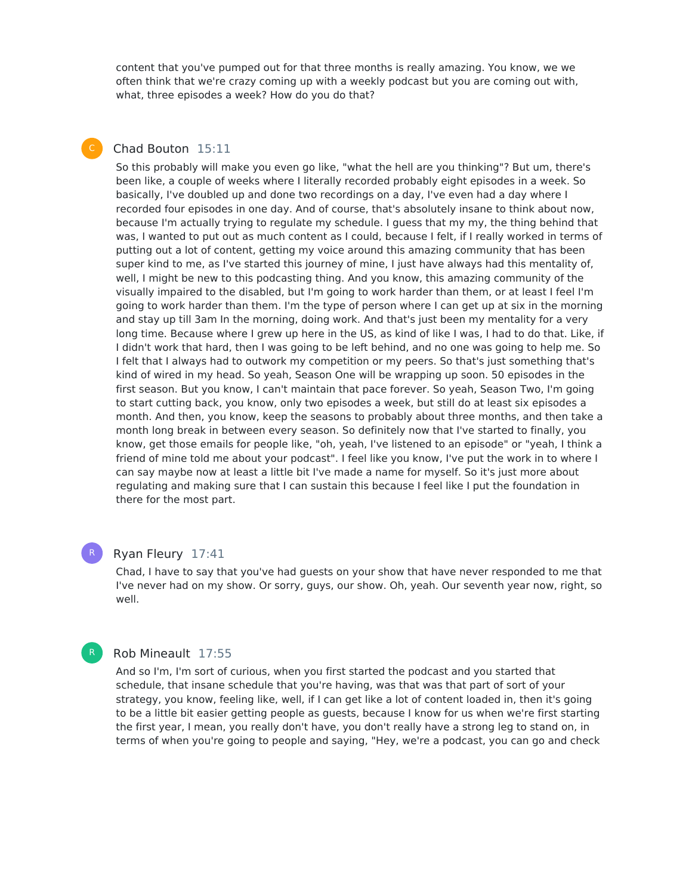content that you've pumped out for that three months is really amazing. You know, we we often think that we're crazy coming up with a weekly podcast but you are coming out with, what, three episodes a week? How do you do that?

**Chad Bouton** 15:11

So this probably will make you even go like, "what the hell are you thinking"? But um, there's been like, a couple of weeks where I literally recorded probably eight episodes in a week. So basically, I've doubled up and done two recordings on a day, I've even had a day where I recorded four episodes in one day. And of course, that's absolutely insane to think about now, because I'm actually trying to regulate my schedule. I guess that my my, the thing behind that was, I wanted to put out as much content as I could, because I felt, if I really worked in terms of putting out a lot of content, getting my voice around this amazing community that has been super kind to me, as I've started this journey of mine, I just have always had this mentality of, well, I might be new to this podcasting thing. And you know, this amazing community of the visually impaired to the disabled, but I'm going to work harder than them, or at least I feel I'm going to work harder than them. I'm the type of person where I can get up at six in the morning and stay up till 3am In the morning, doing work. And that's just been my mentality for a very long time. Because where I grew up here in the US, as kind of like I was, I had to do that. Like, if I didn't work that hard, then I was going to be left behind, and no one was going to help me. So I felt that I always had to outwork my competition or my peers. So that's just something that's kind of wired in my head. So yeah, Season One will be wrapping up soon. 50 episodes in the first season. But you know, I can't maintain that pace forever. So yeah, Season Two, I'm going to start cutting back, you know, only two episodes a week, but still do at least six episodes a month. And then, you know, keep the seasons to probably about three months, and then take a month long break in between every season. So definitely now that I've started to finally, you know, get those emails for people like, "oh, yeah, I've listened to an episode" or "yeah, I think a friend of mine told me about your podcast". I feel like you know, I've put the work in to where I can say maybe now at least a little bit I've made a name for myself. So it's just more about regulating and making sure that I can sustain this because I feel like I put the foundation in there for the most part.

**Ryan Fleury** 17:41

Chad, I have to say that you've had guests on your show that have never responded to me that I've never had on my show. Or sorry, guys, our show. Oh, yeah. Our seventh year now, right, so well.

**Rob Mineault** 17:55

And so I'm, I'm sort of curious, when you first started the podcast and you started that schedule, that insane schedule that you're having, was that was that part of sort of your strategy, you know, feeling like, well, if I can get like a lot of content loaded in, then it's going to be a little bit easier getting people as guests, because I know for us when we're first starting the first year, I mean, you really don't have, you don't really have a strong leg to stand on, in terms of when you're going to people and saying, "Hey, we're a podcast, you can go and check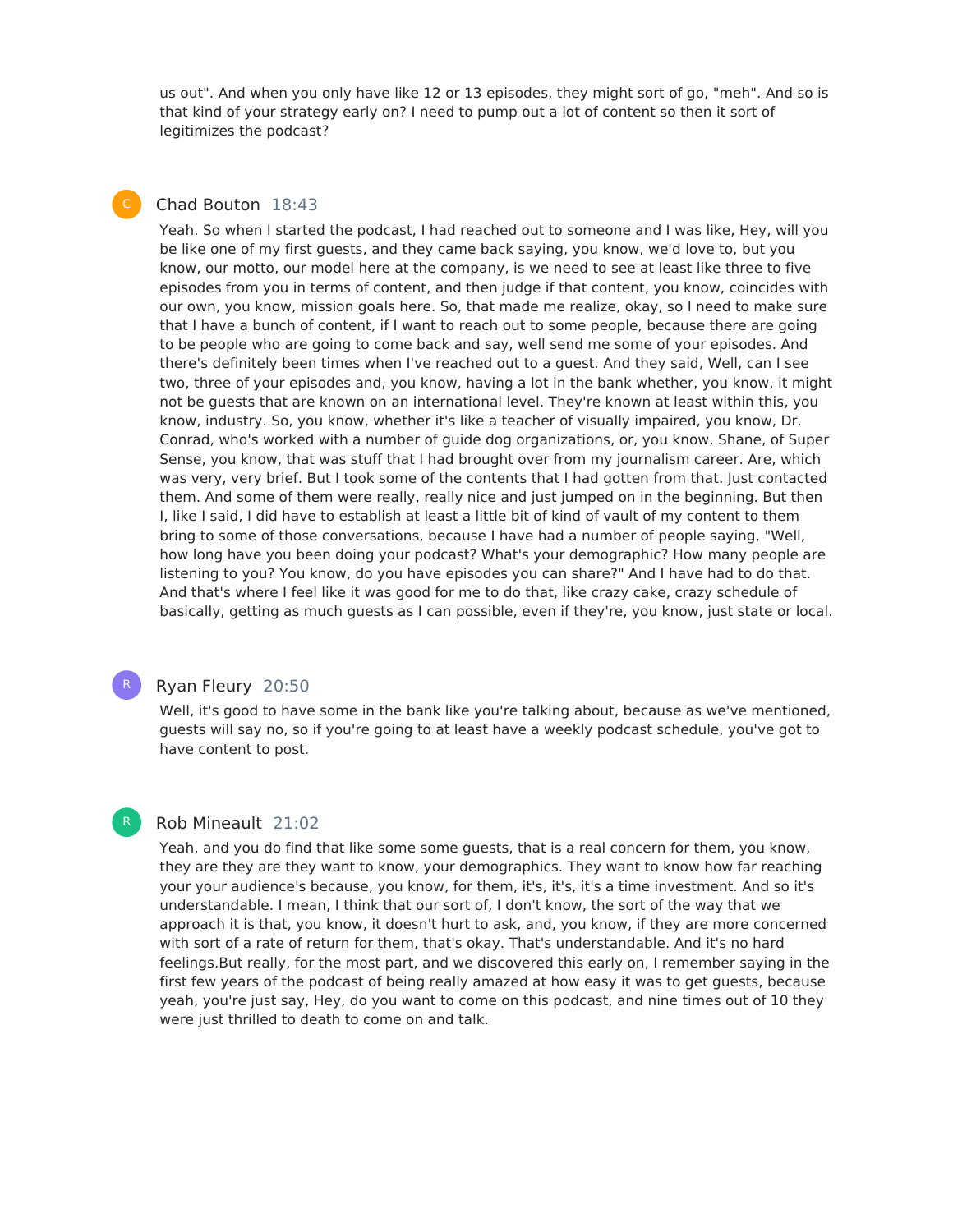us out". And when you only have like 12 or 13 episodes, they might sort of go, "meh". And so is that kind of your strategy early on? I need to pump out a lot of content so then it sort of legitimizes the podcast?

**Chad Bouton** 18:43

Yeah. So when I started the podcast, I had reached out to someone and I was like, Hey, will you be like one of my first guests, and they came back saying, you know, we'd love to, but you know, our motto, our model here at the company, is we need to see at least like three to five episodes from you in terms of content, and then judge if that content, you know, coincides with our own, you know, mission goals here. So, that made me realize, okay, so I need to make sure that I have a bunch of content, if I want to reach out to some people, because there are going to be people who are going to come back and say, well send me some of your episodes. And there's definitely been times when I've reached out to a guest. And they said, Well, can I see two, three of your episodes and, you know, having a lot in the bank whether, you know, it might not be guests that are known on an international level. They're known at least within this, you know, industry. So, you know, whether it's like a teacher of visually impaired, you know, Dr. Conrad, who's worked with a number of guide dog organizations, or, you know, Shane, of Super Sense, you know, that was stuff that I had brought over from my journalism career. Are, which was very, very brief. But I took some of the contents that I had gotten from that. Just contacted them. And some of them were really, really nice and just jumped on in the beginning. But then I, like I said, I did have to establish at least a little bit of kind of vault of my content to them bring to some of those conversations, because I have had a number of people saying, "Well, how long have you been doing your podcast? What's your demographic? How many people are listening to you? You know, do you have episodes you can share?" And I have had to do that. And that's where I feel like it was good for me to do that, like crazy cake, crazy schedule of basically, getting as much guests as I can possible, even if they're, you know, just state or local.

**Ryan Fleury** 20:50

Well, it's good to have some in the bank like you're talking about, because as we've mentioned, guests will say no, so if you're going to at least have a weekly podcast schedule, you've got to have content to post.

**Rob Mineault** 21:02

Yeah, and you do find that like some some guests, that is a real concern for them, you know, they are they are they want to know, your demographics. They want to know how far reaching your your audience's because, you know, for them, it's, it's, it's a time investment. And so it's understandable. I mean, I think that our sort of, I don't know, the sort of the way that we approach it is that, you know, it doesn't hurt to ask, and, you know, if they are more concerned with sort of a rate of return for them, that's okay. That's understandable. And it's no hard feelings.But really, for the most part, and we discovered this early on, I remember saying in the first few years of the podcast of being really amazed at how easy it was to get guests, because yeah, you're just say, Hey, do you want to come on this podcast, and nine times out of 10 they were just thrilled to death to come on and talk.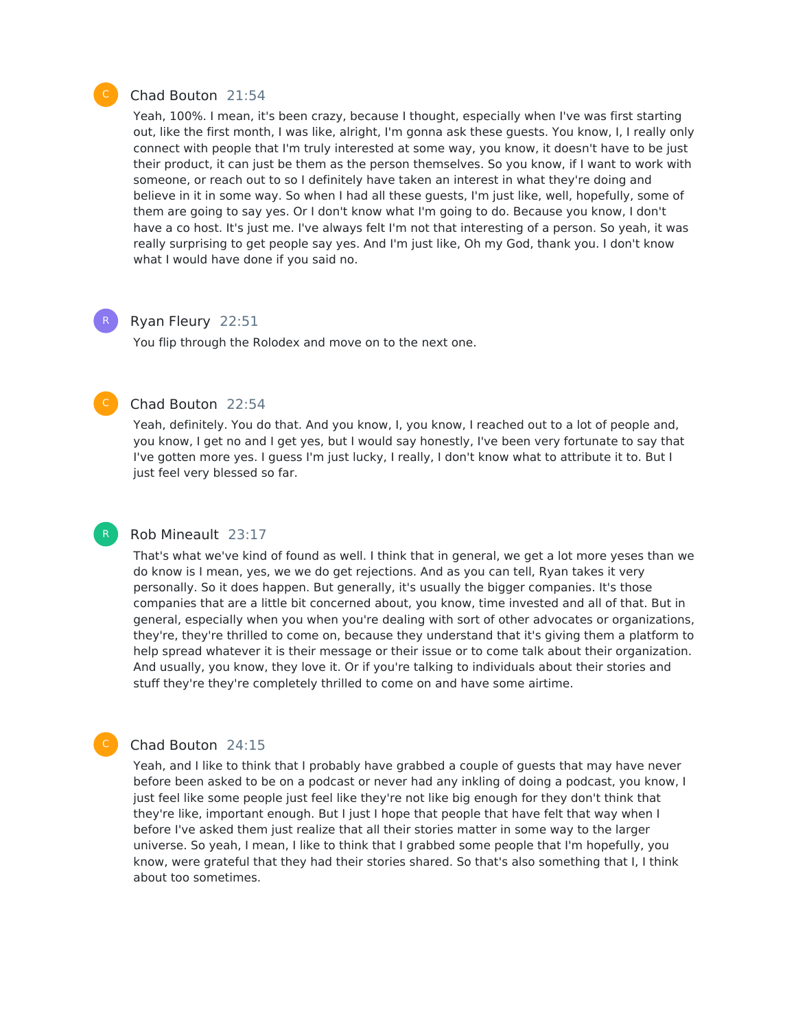C Chad Bouton 21:54

Yeah, 100%. I mean, it's been crazy, because I thought, especially when I've was first starting out, like the first month, I was like, alright, I'm gonna ask these guests. You know, I, I really only connect with people that I'm truly interested at some way, you know, it doesn't have to be just their product, it can just be them as the person themselves. So you know, if I want to work with someone, or reach out to so I definitely have taken an interest in what they're doing and believe in it in some way. So when I had all these guests, I'm just like, well, hopefully, some of them are going to say yes. Or I don't know what I'm going to do. Because you know, I don't have a co host. It's just me. I've always felt I'm not that interesting of a person. So yeah, it was really surprising to get people say yes. And I'm just like, Oh my God, thank you. I don't know what I would have done if you said no.

R Ryan Fleury 22:51

You flip through the Rolodex and move on to the next one.

C Chad Bouton 22:54

Yeah, definitely. You do that. And you know, I, you know, I reached out to a lot of people and, you know, I get no and I get yes, but I would say honestly, I've been very fortunate to say that I've gotten more yes. I guess I'm just lucky, I really, I don't know what to attribute it to. But I just feel very blessed so far.

R Rob Mineault 23:17

That's what we've kind of found as well. I think that in general, we get a lot more yeses than we do know is I mean, yes, we we do get rejections. And as you can tell, Ryan takes it very personally. So it does happen. But generally, it's usually the bigger companies. It's those companies that are a little bit concerned about, you know, time invested and all of that. But in general, especially when you when you're dealing with sort of other advocates or organizations, they're, they're thrilled to come on, because they understand that it's giving them a platform to help spread whatever it is their message or their issue or to come talk about their organization. And usually, you know, they love it. Or if you're talking to individuals about their stories and stuff they're they're completely thrilled to come on and have some airtime.

C Chad Bouton 24:15

Yeah, and I like to think that I probably have grabbed a couple of guests that may have never before been asked to be on a podcast or never had any inkling of doing a podcast, you know, I just feel like some people just feel like they're not like big enough for they don't think that they're like, important enough. But I just I hope that people that have felt that way when I before I've asked them just realize that all their stories matter in some way to the larger universe. So yeah, I mean, I like to think that I grabbed some people that I'm hopefully, you know, were grateful that they had their stories shared. So that's also something that I, I think about too sometimes.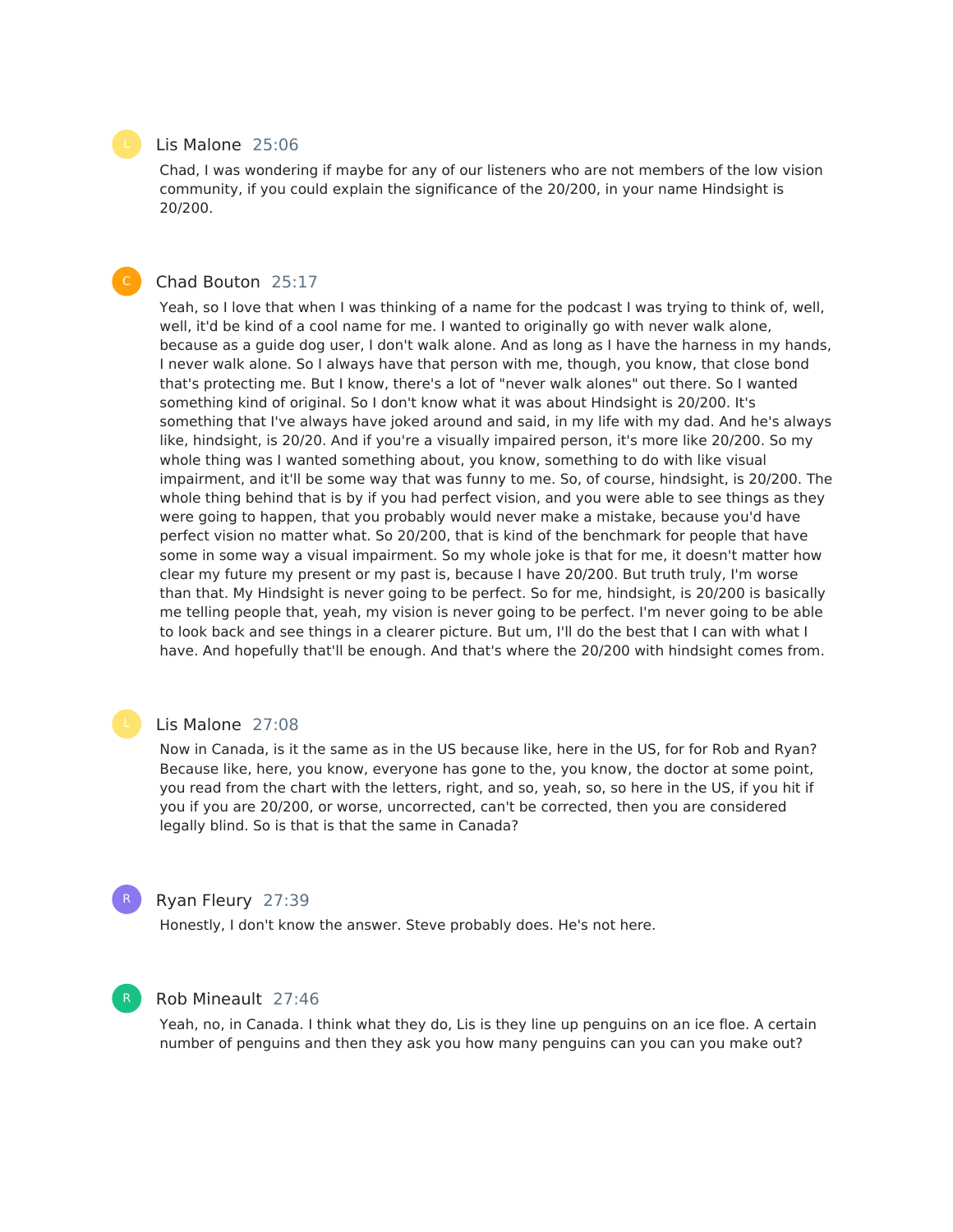**Lis Malone** 25:06

Chad, I was wondering if maybe for any of our listeners who are not members of the low vision community, if you could explain the significance of the 20/200, in your name Hindsight is 20/200.

**Chad Bouton** 25:17

Yeah, so I love that when I was thinking of a name for the podcast I was trying to think of, well, well, it'd be kind of a cool name for me. I wanted to originally go with never walk alone, because as a guide dog user, I don't walk alone. And as long as I have the harness in my hands, I never walk alone. So I always have that person with me, though, you know, that close bond that's protecting me. But I know, there's a lot of "never walk alones" out there. So I wanted something kind of original. So I don't know what it was about Hindsight is 20/200. It's something that I've always have joked around and said, in my life with my dad. And he's always like, hindsight, is 20/20. And if you're a visually impaired person, it's more like 20/200. So my whole thing was I wanted something about, you know, something to do with like visual impairment, and it'll be some way that was funny to me. So, of course, hindsight, is 20/200. The whole thing behind that is by if you had perfect vision, and you were able to see things as they were going to happen, that you probably would never make a mistake, because you'd have perfect vision no matter what. So 20/200, that is kind of the benchmark for people that have some in some way a visual impairment. So my whole joke is that for me, it doesn't matter how clear my future my present or my past is, because I have 20/200. But truth truly, I'm worse than that. My Hindsight is never going to be perfect. So for me, hindsight, is 20/200 is basically me telling people that, yeah, my vision is never going to be perfect. I'm never going to be able to look back and see things in a clearer picture. But um, I'll do the best that I can with what I have. And hopefully that'll be enough. And that's where the 20/200 with hindsight comes from.

**Lis Malone** 27:08

Now in Canada, is it the same as in the US because like, here in the US, for for Rob and Ryan? Because like, here, you know, everyone has gone to the, you know, the doctor at some point, you read from the chart with the letters, right, and so, yeah, so, so here in the US, if you hit if you if you are 20/200, or worse, uncorrected, can't be corrected, then you are considered legally blind. So is that is that the same in Canada?

**Ryan Fleury** 27:39

Honestly, I don't know the answer. Steve probably does. He's not here.

**Rob Mineault** 27:46

Yeah, no, in Canada. I think what they do, Lis is they line up penguins on an ice floe. A certain number of penguins and then they ask you how many penguins can you can you make out?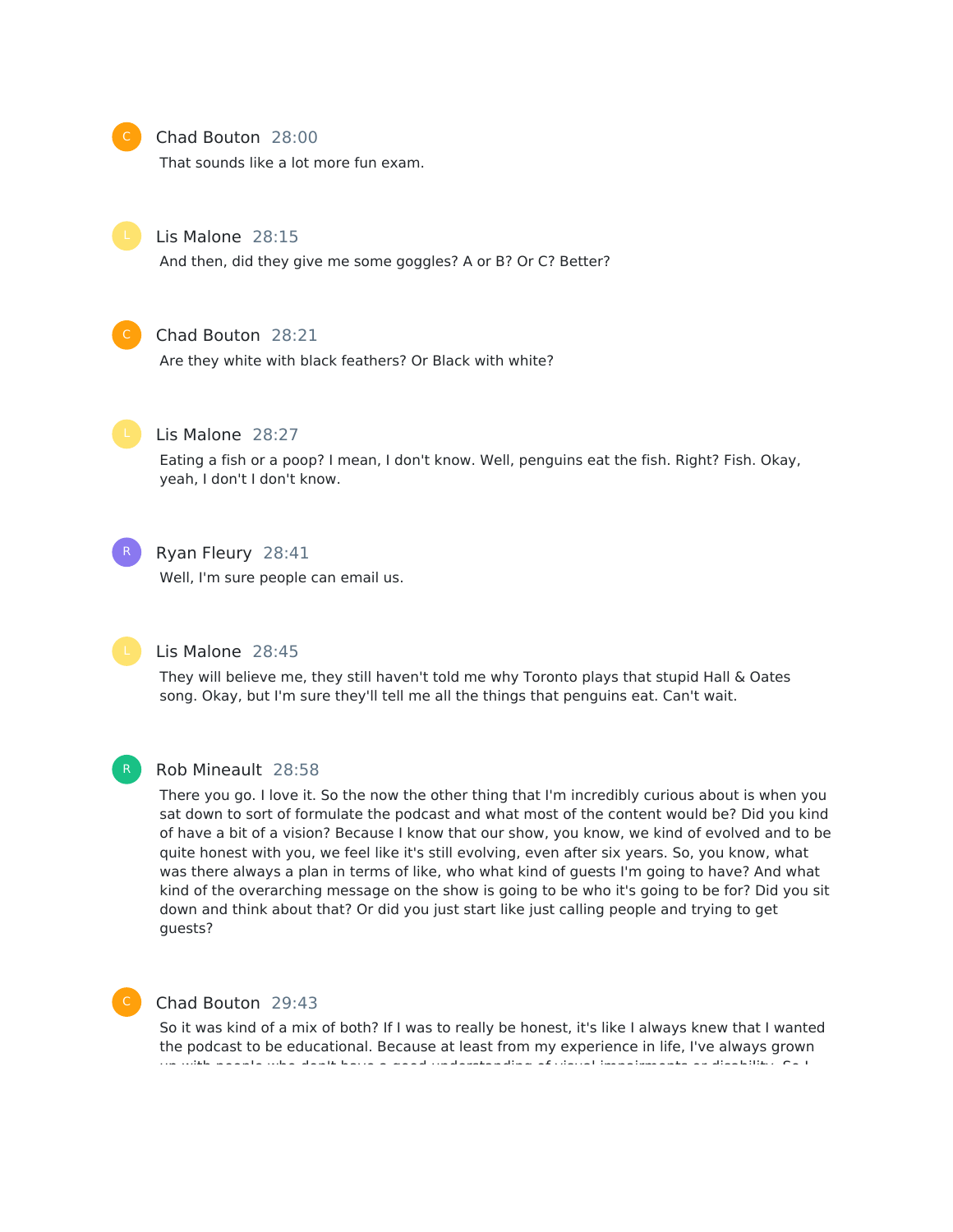Chad Bouton 28:00

That sounds like a lot more fun exam.

Lis Malone 28:15

And then, did they give me some goggles? A or B? Or C? Better?

Chad Bouton 28:21

Are they white with black feathers? Or Black with white?

Lis Malone 28:27

Eating a fish or a poop? I mean, I don't know. Well, penguins eat the fish. Right? Fish. Okay, yeah, I don't I don't know.

Ryan Fleury 28:41

Well, I'm sure people can email us.

Lis Malone 28:45

They will believe me, they still haven't told me why Toronto plays that stupid Hall & Oates song. Okay, but I'm sure they'll tell me all the things that penguins eat. Can't wait.

Rob Mineault 28:58

There you go. I love it. So the now the other thing that I'm incredibly curious about is when you sat down to sort of formulate the podcast and what most of the content would be? Did you kind of have a bit of a vision? Because I know that our show, you know, we kind of evolved and to be quite honest with you, we feel like it's still evolving, even after six years. So, you know, what was there always a plan in terms of like, who what kind of guests I'm going to have? And what kind of the overarching message on the show is going to be who it's going to be for? Did you sit down and think about that? Or did you just start like just calling people and trying to get guests?

Chad Bouton 29:43

So it was kind of a mix of both? If I was to really be honest, it's like I always knew that I wanted the podcast to be educational. Because at least from my experience in life, I've always grown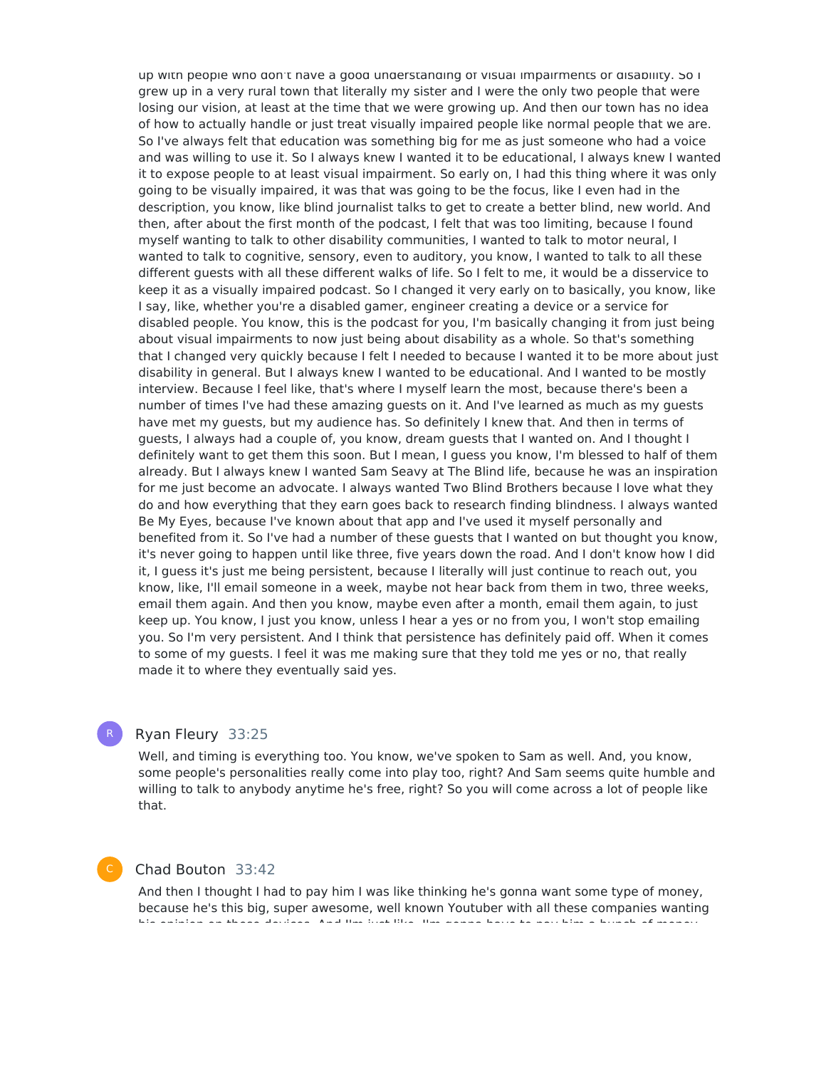up with people who don't have a good understanding of visual impairments or disability. So I grew up in a very rural town that literally my sister and I were the only two people that were losing our vision, at least at the time that we were growing up. And then our town has no idea of how to actually handle or just treat visually impaired people like normal people that we are. So I've always felt that education was something big for me as just someone who had a voice and was willing to use it. So I always knew I wanted it to be educational, I always knew I wanted it to expose people to at least visual impairment. So early on, I had this thing where it was only going to be visually impaired, it was that was going to be the focus, like I even had in the description, you know, like blind journalist talks to get to create a better blind, new world. And then, after about the first month of the podcast, I felt that was too limiting, because I found myself wanting to talk to other disability communities, I wanted to talk to motor neural, I wanted to talk to cognitive, sensory, even to auditory, you know, I wanted to talk to all these different guests with all these different walks of life. So I felt to me, it would be a disservice to keep it as a visually impaired podcast. So I changed it very early on to basically, you know, like I say, like, whether you're a disabled gamer, engineer creating a device or a service for disabled people. You know, this is the podcast for you, I'm basically changing it from just being about visual impairments to now just being about disability as a whole. So that's something that I changed very quickly because I felt I needed to because I wanted it to be more about just disability in general. But I always knew I wanted to be educational. And I wanted to be mostly interview. Because I feel like, that's where I myself learn the most, because there's been a number of times I've had these amazing guests on it. And I've learned as much as my guests have met my guests, but my audience has. So definitely I knew that. And then in terms of guests, I always had a couple of, you know, dream guests that I wanted on. And I thought I definitely want to get them this soon. But I mean, I guess you know, I'm blessed to half of them already. But I always knew I wanted Sam Seavy at The Blind life, because he was an inspiration for me just become an advocate. I always wanted Two Blind Brothers because I love what they do and how everything that they earn goes back to research finding blindness. I always wanted Be My Eyes, because I've known about that app and I've used it myself personally and benefited from it. So I've had a number of these guests that I wanted on but thought you know, it's never going to happen until like three, five years down the road. And I don't know how I did it, I guess it's just me being persistent, because I literally will just continue to reach out, you know, like, I'll email someone in a week, maybe not hear back from them in two, three weeks, email them again. And then you know, maybe even after a month, email them again, to just keep up. You know, I just you know, unless I hear a yes or no from you, I won't stop emailing you. So I'm very persistent. And I think that persistence has definitely paid off. When it comes to some of my guests. I feel it was me making sure that they told me yes or no, that really made it to where they eventually said yes.

**Ryan Fleury** 33:25

Well, and timing is everything too. You know, we've spoken to Sam as well. And, you know, some people's personalities really come into play too, right? And Sam seems quite humble and willing to talk to anybody anytime he's free, right? So you will come across a lot of people like that.

**Chad Bouton** 33:42

And then I thought I had to pay him I was like thinking he's gonna want some type of money, because he's this big, super awesome, well known Youtuber with all these companies wanting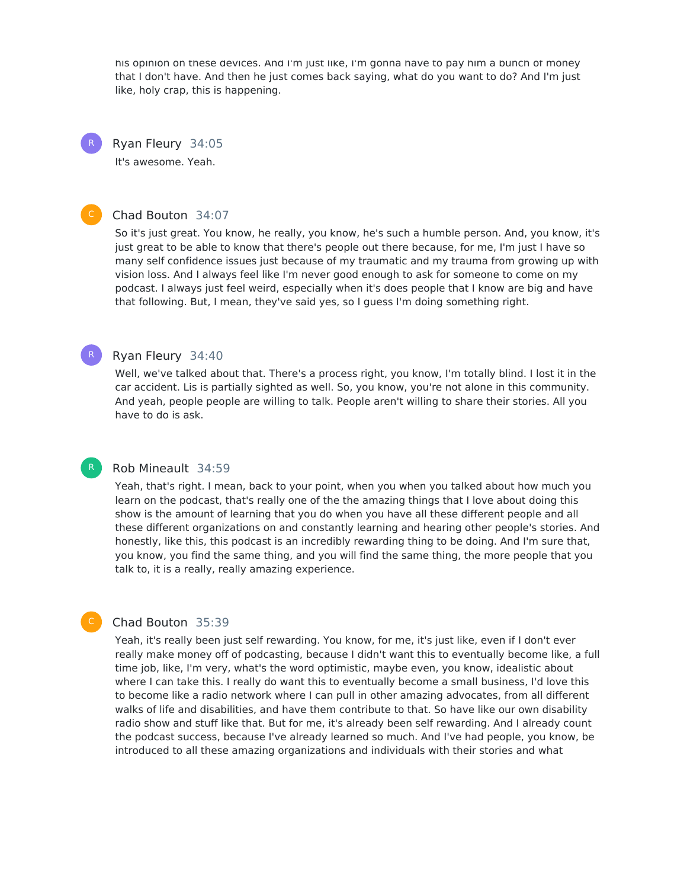his opinion on these devices. And I'm just like, I'm gonna have to pay him a bunch of money that I don't have. And then he just comes back saying, what do you want to do? And I'm just like, holy crap, this is happening.

**Ryan Fleury** 34:05

It's awesome. Yeah.

**Chad Bouton** 34:07

So it's just great. You know, he really, you know, he's such a humble person. And, you know, it's just great to be able to know that there's people out there because, for me, I'm just I have so many self confidence issues just because of my traumatic and my trauma from growing up with vision loss. And I always feel like I'm never good enough to ask for someone to come on my podcast. I always just feel weird, especially when it's does people that I know are big and have that following. But, I mean, they've said yes, so I guess I'm doing something right.

**Ryan Fleury** 34:40

Well, we've talked about that. There's a process right, you know, I'm totally blind. I lost it in the car accident. Lis is partially sighted as well. So, you know, you're not alone in this community. And yeah, people people are willing to talk. People aren't willing to share their stories. All you have to do is ask.

**Rob Mineault** 34:59

Yeah, that's right. I mean, back to your point, when you when you talked about how much you learn on the podcast, that's really one of the the amazing things that I love about doing this show is the amount of learning that you do when you have all these different people and all these different organizations on and constantly learning and hearing other people's stories. And honestly, like this, this podcast is an incredibly rewarding thing to be doing. And I'm sure that, you know, you find the same thing, and you will find the same thing, the more people that you talk to, it is a really, really amazing experience.

**Chad Bouton** 35:39

Yeah, it's really been just self rewarding. You know, for me, it's just like, even if I don't ever really make money off of podcasting, because I didn't want this to eventually become like, a full time job, like, I'm very, what's the word optimistic, maybe even, you know, idealistic about where I can take this. I really do want this to eventually become a small business, I'd love this to become like a radio network where I can pull in other amazing advocates, from all different walks of life and disabilities, and have them contribute to that. So have like our own disability radio show and stuff like that. But for me, it's already been self rewarding. And I already count the podcast success, because I've already learned so much. And I've had people, you know, be introduced to all these amazing organizations and individuals with their stories and what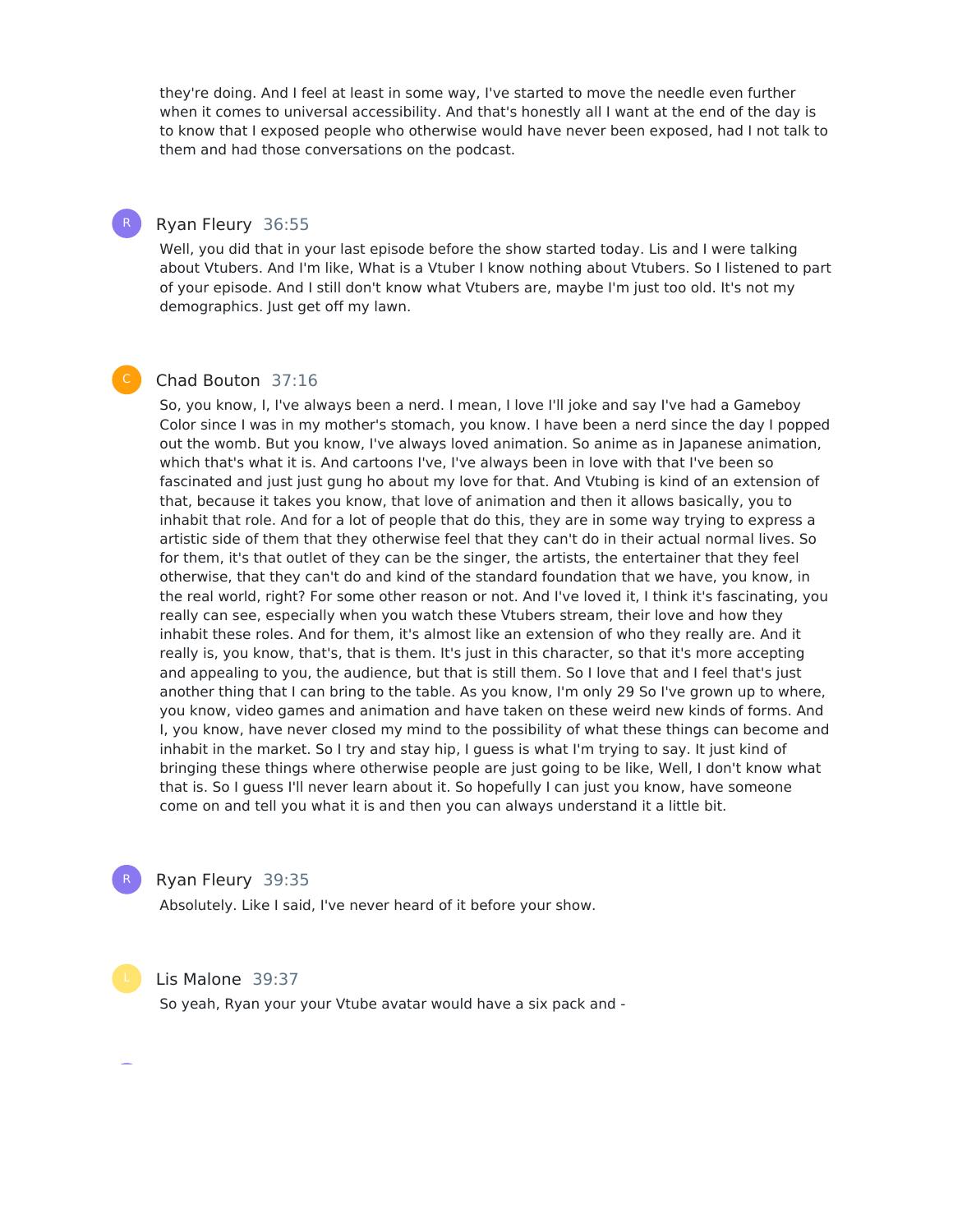they're doing. And I feel at least in some way, I've started to move the needle even further when it comes to universal accessibility. And that's honestly all I want at the end of the day is to know that I exposed people who otherwise would have never been exposed, had I not talk to them and had those conversations on the podcast.

**Ryan Fleury** 36:55

Well, you did that in your last episode before the show started today. Lis and I were talking about Vtubers. And I'm like, What is a Vtuber I know nothing about Vtubers. So I listened to part of your episode. And I still don't know what Vtubers are, maybe I'm just too old. It's not my demographics. Just get off my lawn.

**Chad Bouton** 37:16

So, you know, I, I've always been a nerd. I mean, I love I'll joke and say I've had a Gameboy Color since I was in my mother's stomach, you know. I have been a nerd since the day I popped out the womb. But you know, I've always loved animation. So anime as in Japanese animation, which that's what it is. And cartoons I've, I've always been in love with that I've been so fascinated and just just gung ho about my love for that. And Vtubing is kind of an extension of that, because it takes you know, that love of animation and then it allows basically, you to inhabit that role. And for a lot of people that do this, they are in some way trying to express a artistic side of them that they otherwise feel that they can't do in their actual normal lives. So for them, it's that outlet of they can be the singer, the artists, the entertainer that they feel otherwise, that they can't do and kind of the standard foundation that we have, you know, in the real world, right? For some other reason or not. And I've loved it, I think it's fascinating, you really can see, especially when you watch these Vtubers stream, their love and how they inhabit these roles. And for them, it's almost like an extension of who they really are. And it really is, you know, that's, that is them. It's just in this character, so that it's more accepting and appealing to you, the audience, but that is still them. So I love that and I feel that's just another thing that I can bring to the table. As you know, I'm only 29 So I've grown up to where, you know, video games and animation and have taken on these weird new kinds of forms. And I, you know, have never closed my mind to the possibility of what these things can become and inhabit in the market. So I try and stay hip, I guess is what I'm trying to say. It just kind of bringing these things where otherwise people are just going to be like, Well, I don't know what that is. So I guess I'll never learn about it. So hopefully I can just you know, have someone come on and tell you what it is and then you can always understand it a little bit.

**Ryan Fleury** 39:35

Absolutely. Like I said, I've never heard of it before your show.

**Lis Malone** 39:37

So yeah, Ryan your your Vtube avatar would have a six pack and -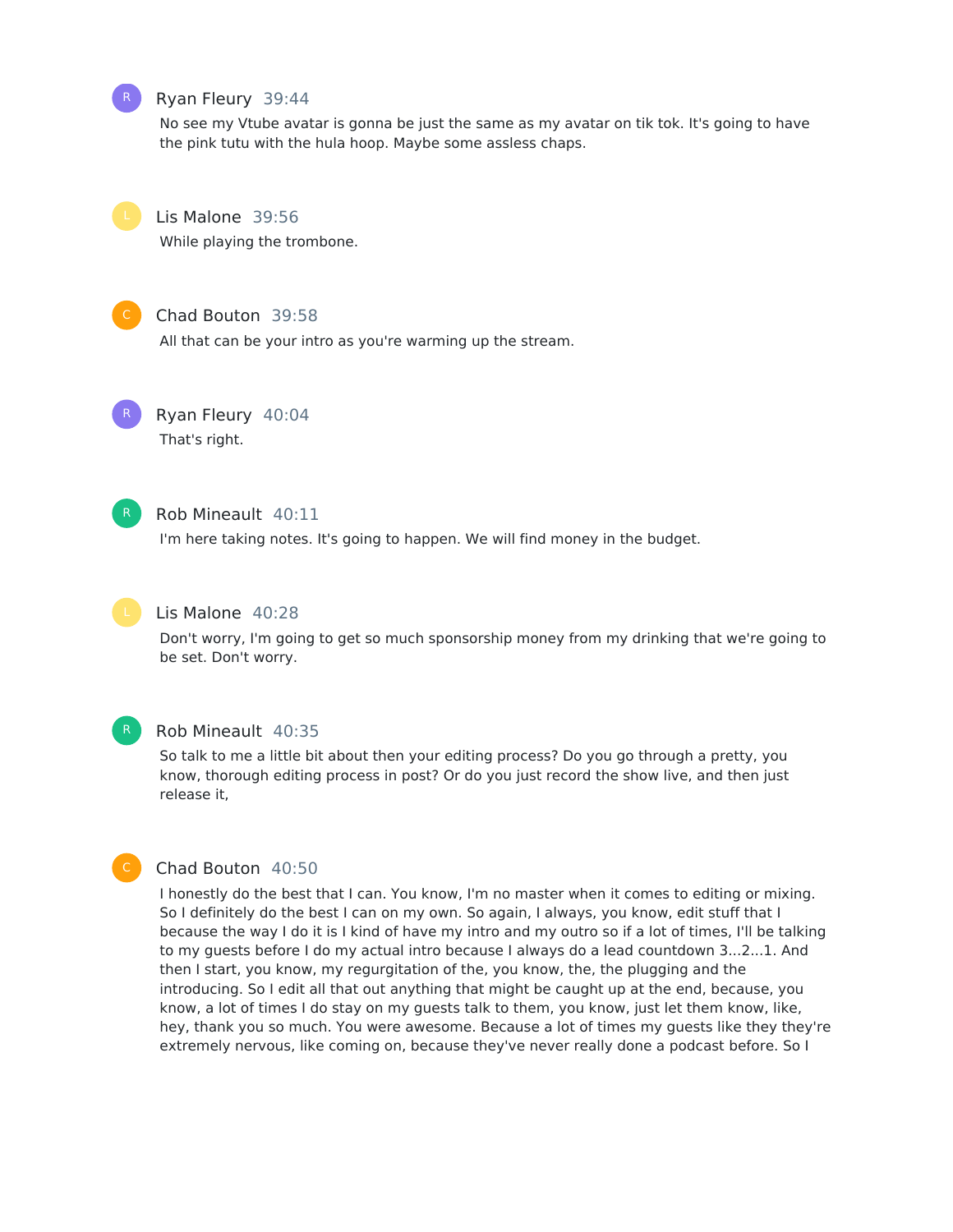Ryan Fleury 39:44

No see my Vtube avatar is gonna be just the same as my avatar on tik tok. It's going to have the pink tutu with the hula hoop. Maybe some assless chaps.

Lis Malone 39:56

While playing the trombone.

Chad Bouton 39:58

All that can be your intro as you're warming up the stream.

Ryan Fleury 40:04

That's right.

Rob Mineault 40:11

I'm here taking notes. It's going to happen. We will find money in the budget.

Lis Malone 40:28

Don't worry, I'm going to get so much sponsorship money from my drinking that we're going to be set. Don't worry.

Rob Mineault 40:35

So talk to me a little bit about then your editing process? Do you go through a pretty, you know, thorough editing process in post? Or do you just record the show live, and then just release it,

Chad Bouton 40:50

I honestly do the best that I can. You know, I'm no master when it comes to editing or mixing. So I definitely do the best I can on my own. So again, I always, you know, edit stuff that I because the way I do it is I kind of have my intro and my outro so if a lot of times, I'll be talking to my guests before I do my actual intro because I always do a lead countdown 3...2...1. And then I start, you know, my regurgitation of the, you know, the, the plugging and the introducing. So I edit all that out anything that might be caught up at the end, because, you know, a lot of times I do stay on my guests talk to them, you know, just let them know, like, hey, thank you so much. You were awesome. Because a lot of times my guests like they they're extremely nervous, like coming on, because they've never really done a podcast before. So I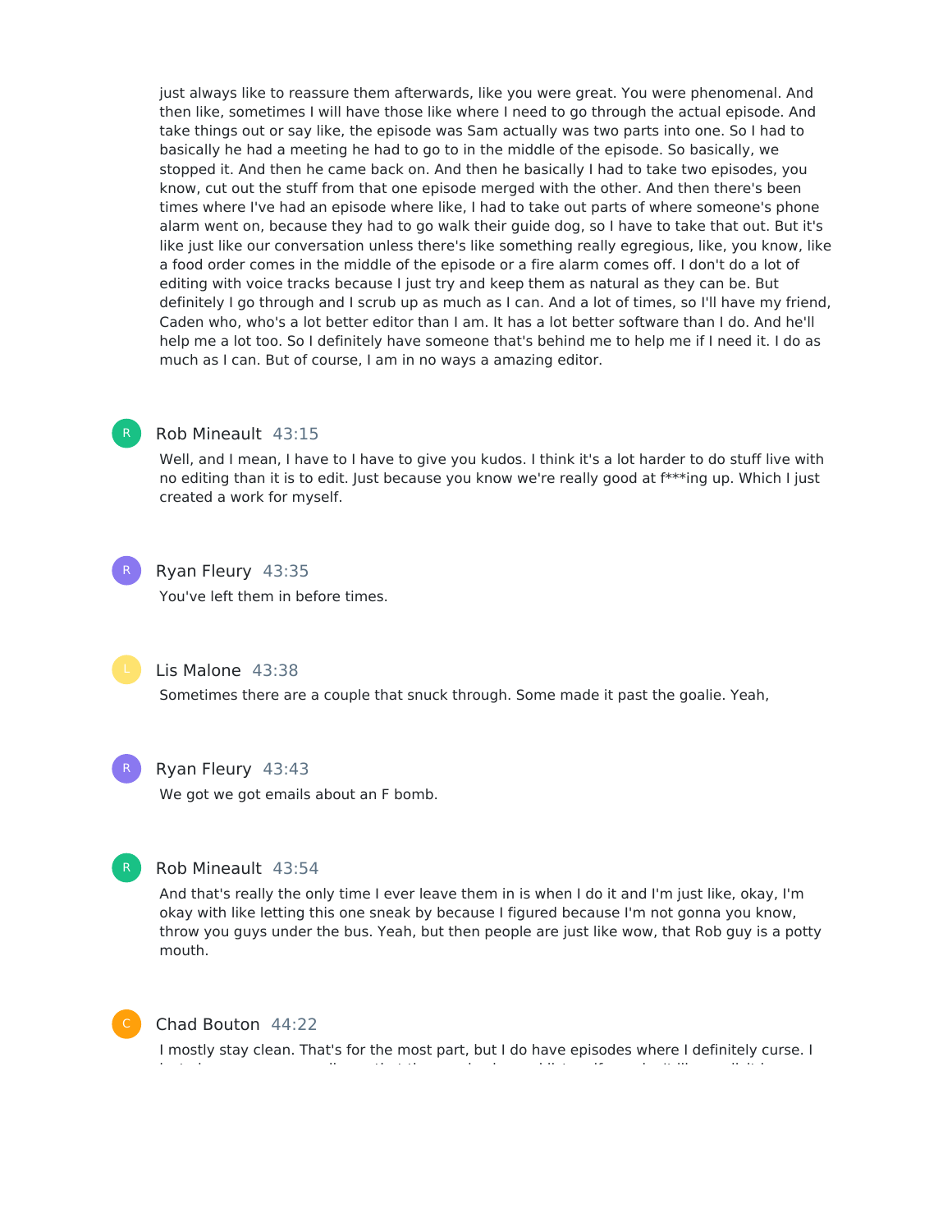just always like to reassure them afterwards, like you were great. You were phenomenal. And then like, sometimes I will have those like where I need to go through the actual episode. And take things out or say like, the episode was Sam actually was two parts into one. So I had to basically he had a meeting he had to go to in the middle of the episode. So basically, we stopped it. And then he came back on. And then he basically I had to take two episodes, you know, cut out the stuff from that one episode merged with the other. And then there's been times where I've had an episode where like, I had to take out parts of where someone's phone alarm went on, because they had to go walk their guide dog, so I have to take that out. But it's like just like our conversation unless there's like something really egregious, like, you know, like a food order comes in the middle of the episode or a fire alarm comes off. I don't do a lot of editing with voice tracks because I just try and keep them as natural as they can be. But definitely I go through and I scrub up as much as I can. And a lot of times, so I'll have my friend, Caden who, who's a lot better editor than I am. It has a lot better software than I do. And he'll help me a lot too. So I definitely have someone that's behind me to help me if I need it. I do as much as I can. But of course, I am in no ways a amazing editor.

**Rob Mineault** 43:15

Well, and I mean, I have to I have to give you kudos. I think it's a lot harder to do stuff live with no editing than it is to edit. Just because you know we're really good at f***ing up. Which I just created a work for myself.

**Ryan Fleury** 43:35

You've left them in before times.

**Lis Malone** 43:38

Sometimes there are a couple that snuck through. Some made it past the goalie. Yeah,

**Ryan Fleury** 43:43

We got we got emails about an F bomb.

**Rob Mineault** 43:54

And that's really the only time I ever leave them in is when I do it and I'm just like, okay, I'm okay with like letting this one sneak by because I figured because I'm not gonna you know, throw you guys under the bus. Yeah, but then people are just like wow, that Rob guy is a potty mouth.

**Chad Bouton** 44:22

I mostly stay clean. That's for the most part, but I do have episodes where I definitely curse. I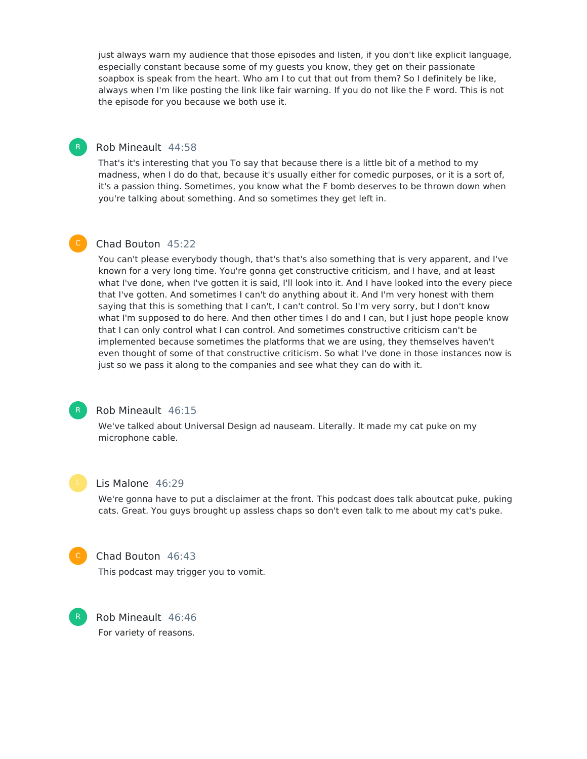just always warn my audience that those episodes and listen, if you don't like explicit language, especially constant because some of my guests you know, they get on their passionate soapbox is speak from the heart. Who am I to cut that out from them? So I definitely be like, always when I'm like posting the link like fair warning. If you do not like the F word. This is not the episode for you because we both use it.

**Rob Mineault** 44:58

That's it's interesting that you To say that because there is a little bit of a method to my madness, when I do do that, because it's usually either for comedic purposes, or it is a sort of, it's a passion thing. Sometimes, you know what the F bomb deserves to be thrown down when you're talking about something. And so sometimes they get left in.

**Chad Bouton** 45:22

You can't please everybody though, that's that's also something that is very apparent, and I've known for a very long time. You're gonna get constructive criticism, and I have, and at least what I've done, when I've gotten it is said, I'll look into it. And I have looked into the every piece that I've gotten. And sometimes I can't do anything about it. And I'm very honest with them saying that this is something that I can't, I can't control. So I'm very sorry, but I don't know what I'm supposed to do here. And then other times I do and I can, but I just hope people know that I can only control what I can control. And sometimes constructive criticism can't be implemented because sometimes the platforms that we are using, they themselves haven't even thought of some of that constructive criticism. So what I've done in those instances now is just so we pass it along to the companies and see what they can do with it.

**Rob Mineault** 46:15

We've talked about Universal Design ad nauseam. Literally. It made my cat puke on my microphone cable.

**Lis Malone** 46:29

We're gonna have to put a disclaimer at the front. This podcast does talk aboutcat puke, puking cats. Great. You guys brought up assless chaps so don't even talk to me about my cat's puke.

**Chad Bouton** 46:43

This podcast may trigger you to vomit.

**Rob Mineault** 46:46

For variety of reasons.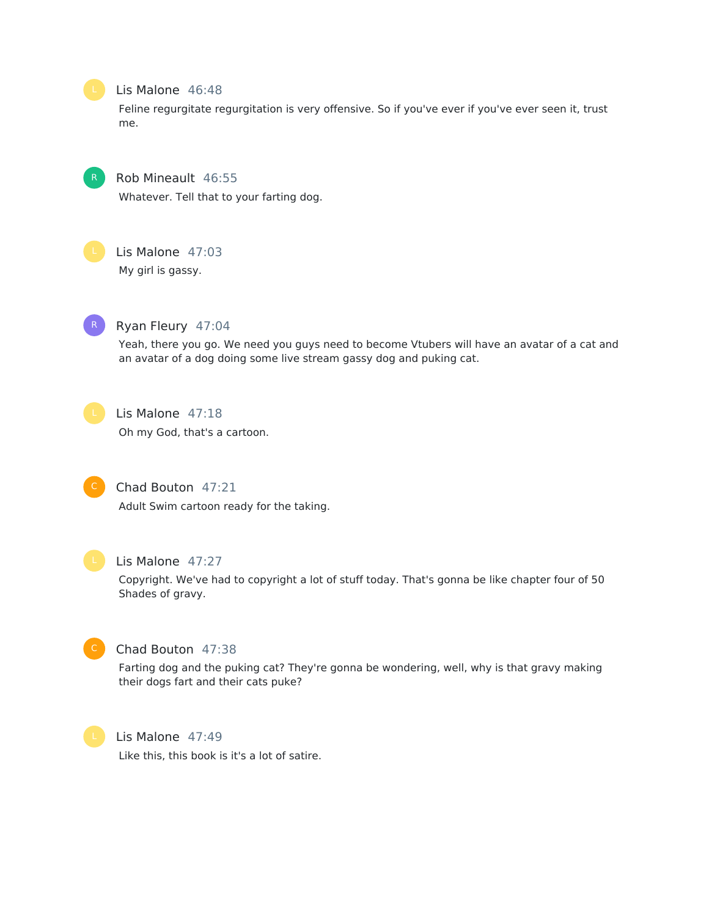**Lis Malone** 46:48

Feline regurgitate regurgitation is very offensive. So if you've ever if you've ever seen it, trust me.

**Rob Mineault** 46:55

Whatever. Tell that to your farting dog.

**Lis Malone** 47:03

My girl is gassy.

**Ryan Fleury** 47:04

Yeah, there you go. We need you guys need to become Vtubers will have an avatar of a cat and an avatar of a dog doing some live stream gassy dog and puking cat.

**Lis Malone** 47:18

Oh my God, that's a cartoon.

**Chad Bouton** 47:21

Adult Swim cartoon ready for the taking.

**Lis Malone** 47:27

Copyright. We've had to copyright a lot of stuff today. That's gonna be like chapter four of 50 Shades of gravy.

**Chad Bouton** 47:38

Farting dog and the puking cat? They're gonna be wondering, well, why is that gravy making their dogs fart and their cats puke?

**Lis Malone** 47:49

Like this, this book is it's a lot of satire.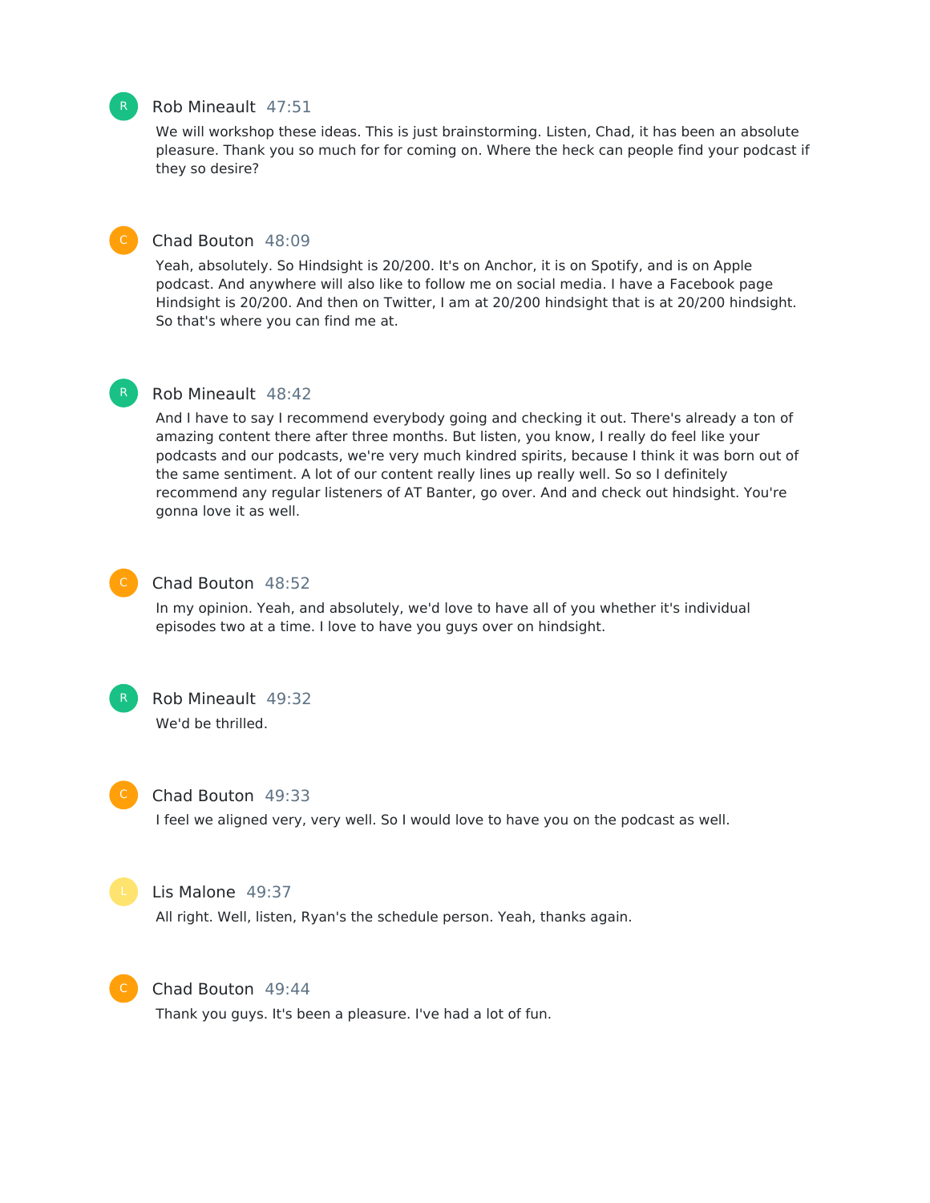Rob Mineault 47:51

We will workshop these ideas. This is just brainstorming. Listen, Chad, it has been an absolute pleasure. Thank you so much for for coming on. Where the heck can people find your podcast if they so desire?

Chad Bouton 48:09

Yeah, absolutely. So Hindsight is 20/200. It's on Anchor, it is on Spotify, and is on Apple podcast. And anywhere will also like to follow me on social media. I have a Facebook page Hindsight is 20/200. And then on Twitter, I am at 20/200 hindsight that is at 20/200 hindsight. So that's where you can find me at.

Rob Mineault 48:42

And I have to say I recommend everybody going and checking it out. There's already a ton of amazing content there after three months. But listen, you know, I really do feel like your podcasts and our podcasts, we're very much kindred spirits, because I think it was born out of the same sentiment. A lot of our content really lines up really well. So so I definitely recommend any regular listeners of AT Banter, go over. And and check out hindsight. You're gonna love it as well.

Chad Bouton 48:52

In my opinion. Yeah, and absolutely, we'd love to have all of you whether it's individual episodes two at a time. I love to have you guys over on hindsight.

Rob Mineault 49:32

We'd be thrilled.

Chad Bouton 49:33

I feel we aligned very, very well. So I would love to have you on the podcast as well.

Lis Malone 49:37

All right. Well, listen, Ryan's the schedule person. Yeah, thanks again.

Chad Bouton 49:44

Thank you guys. It's been a pleasure. I've had a lot of fun.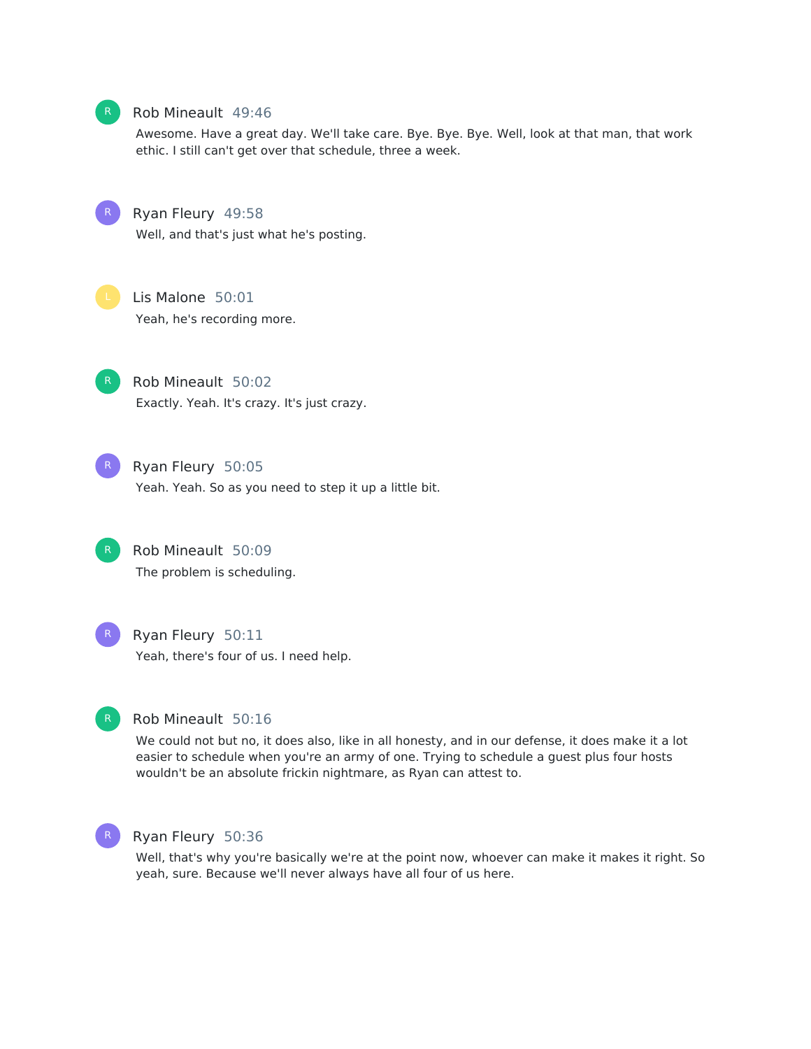**Rob Mineault** 49:46

Awesome. Have a great day. We'll take care. Bye. Bye. Bye. Well, look at that man, that work ethic. I still can't get over that schedule, three a week.

**Ryan Fleury** 49:58

Well, and that's just what he's posting.

**Lis Malone** 50:01

Yeah, he's recording more.

**Rob Mineault** 50:02

Exactly. Yeah. It's crazy. It's just crazy.

**Ryan Fleury** 50:05

Yeah. Yeah. So as you need to step it up a little bit.

**Rob Mineault** 50:09

The problem is scheduling.

**Ryan Fleury** 50:11

Yeah, there's four of us. I need help.

**Rob Mineault** 50:16

We could not but no, it does also, like in all honesty, and in our defense, it does make it a lot easier to schedule when you're an army of one. Trying to schedule a guest plus four hosts wouldn't be an absolute frickin nightmare, as Ryan can attest to.

**Ryan Fleury** 50:36

Well, that's why you're basically we're at the point now, whoever can make it makes it right. So yeah, sure. Because we'll never always have all four of us here.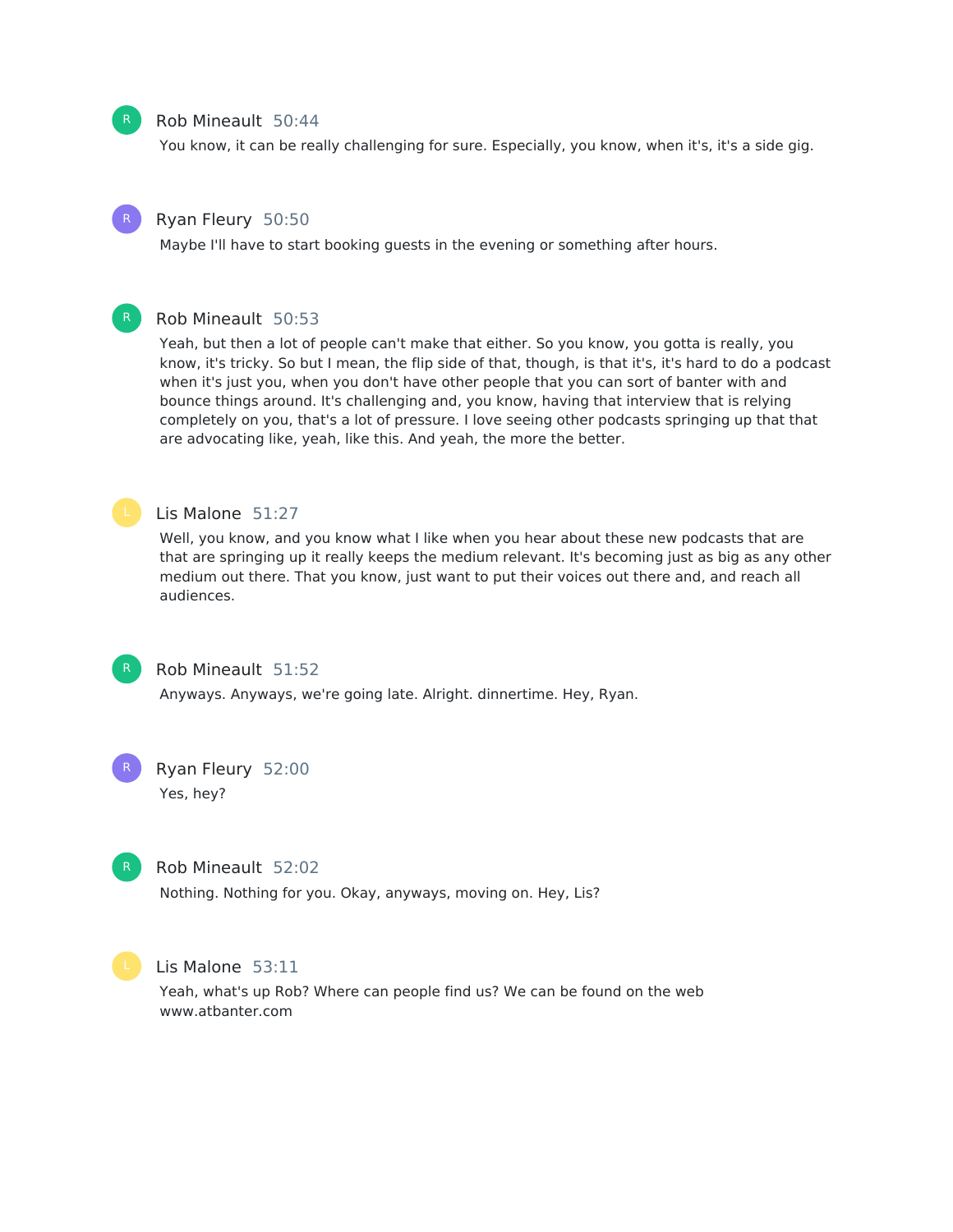Rob Mineault 50:44

You know, it can be really challenging for sure. Especially, you know, when it's, it's a side gig.

Ryan Fleury 50:50

Maybe I'll have to start booking guests in the evening or something after hours.

Rob Mineault 50:53

Yeah, but then a lot of people can't make that either. So you know, you gotta is really, you know, it's tricky. So but I mean, the flip side of that, though, is that it's, it's hard to do a podcast when it's just you, when you don't have other people that you can sort of banter with and bounce things around. It's challenging and, you know, having that interview that is relying completely on you, that's a lot of pressure. I love seeing other podcasts springing up that that are advocating like, yeah, like this. And yeah, the more the better.

Lis Malone 51:27

Well, you know, and you know what I like when you hear about these new podcasts that are that are springing up it really keeps the medium relevant. It's becoming just as big as any other medium out there. That you know, just want to put their voices out there and, and reach all audiences.

Rob Mineault 51:52

Anyways. Anyways, we're going late. Alright. dinnertime. Hey, Ryan.

Ryan Fleury 52:00

Yes, hey?

Rob Mineault 52:02

Nothing. Nothing for you. Okay, anyways, moving on. Hey, Lis?

Lis Malone 53:11

Yeah, what's up Rob? Where can people find us? We can be found on the web www.atbanter.com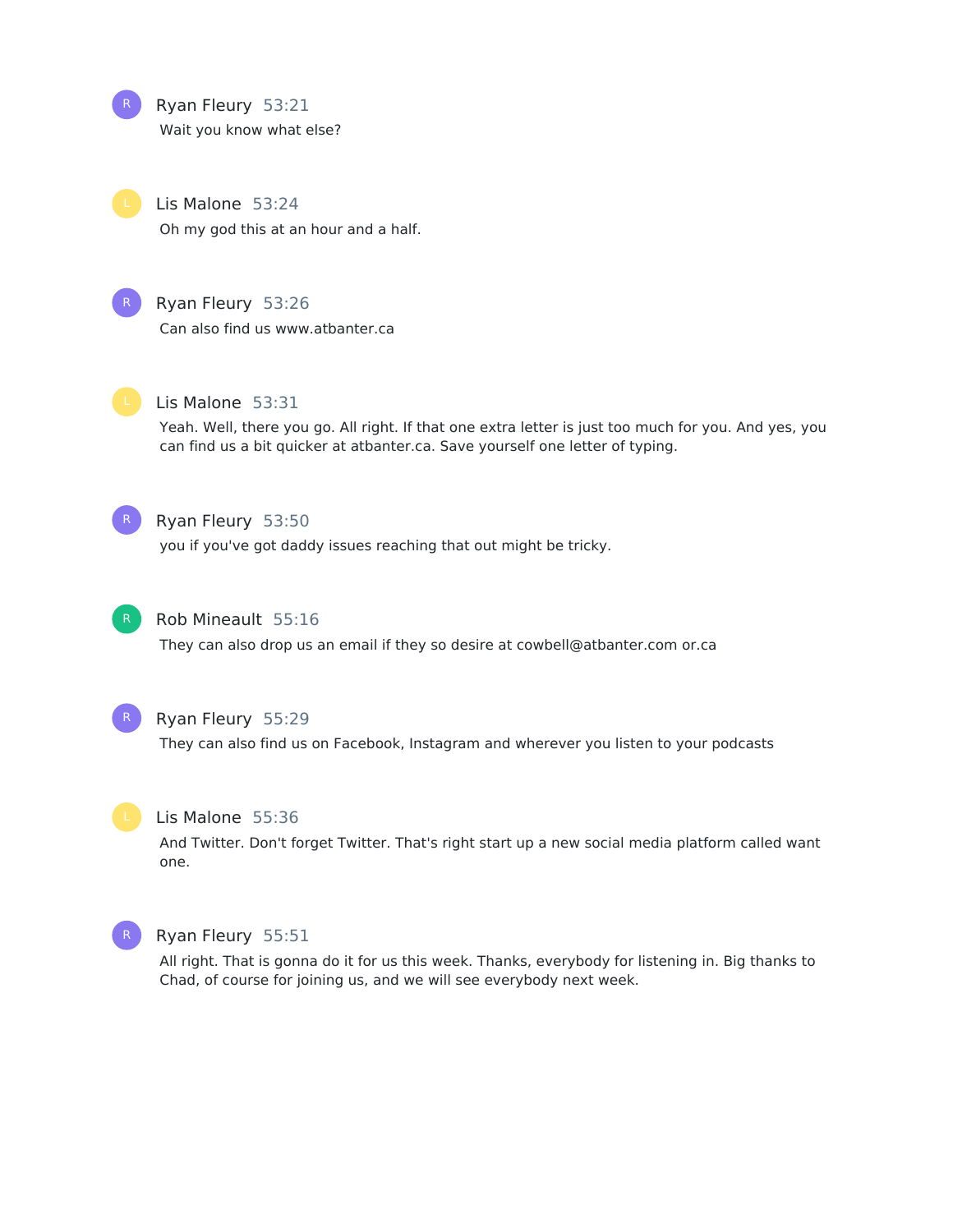Ryan Fleury 53:21

Wait you know what else?

Lis Malone 53:24

Oh my god this at an hour and a half.

Ryan Fleury 53:26

Can also find us www.atbanter.ca

Lis Malone 53:31

Yeah. Well, there you go. All right. If that one extra letter is just too much for you. And yes, you can find us a bit quicker at atbanter.ca. Save yourself one letter of typing.

Ryan Fleury 53:50

you if you've got daddy issues reaching that out might be tricky.

Rob Mineault 55:16

They can also drop us an email if they so desire at cowbell@atbanter.com or.ca

Ryan Fleury 55:29

They can also find us on Facebook, Instagram and wherever you listen to your podcasts

Lis Malone 55:36

And Twitter. Don't forget Twitter. That's right start up a new social media platform called want one.

Ryan Fleury 55:51

All right. That is gonna do it for us this week. Thanks, everybody for listening in. Big thanks to Chad, of course for joining us, and we will see everybody next week.